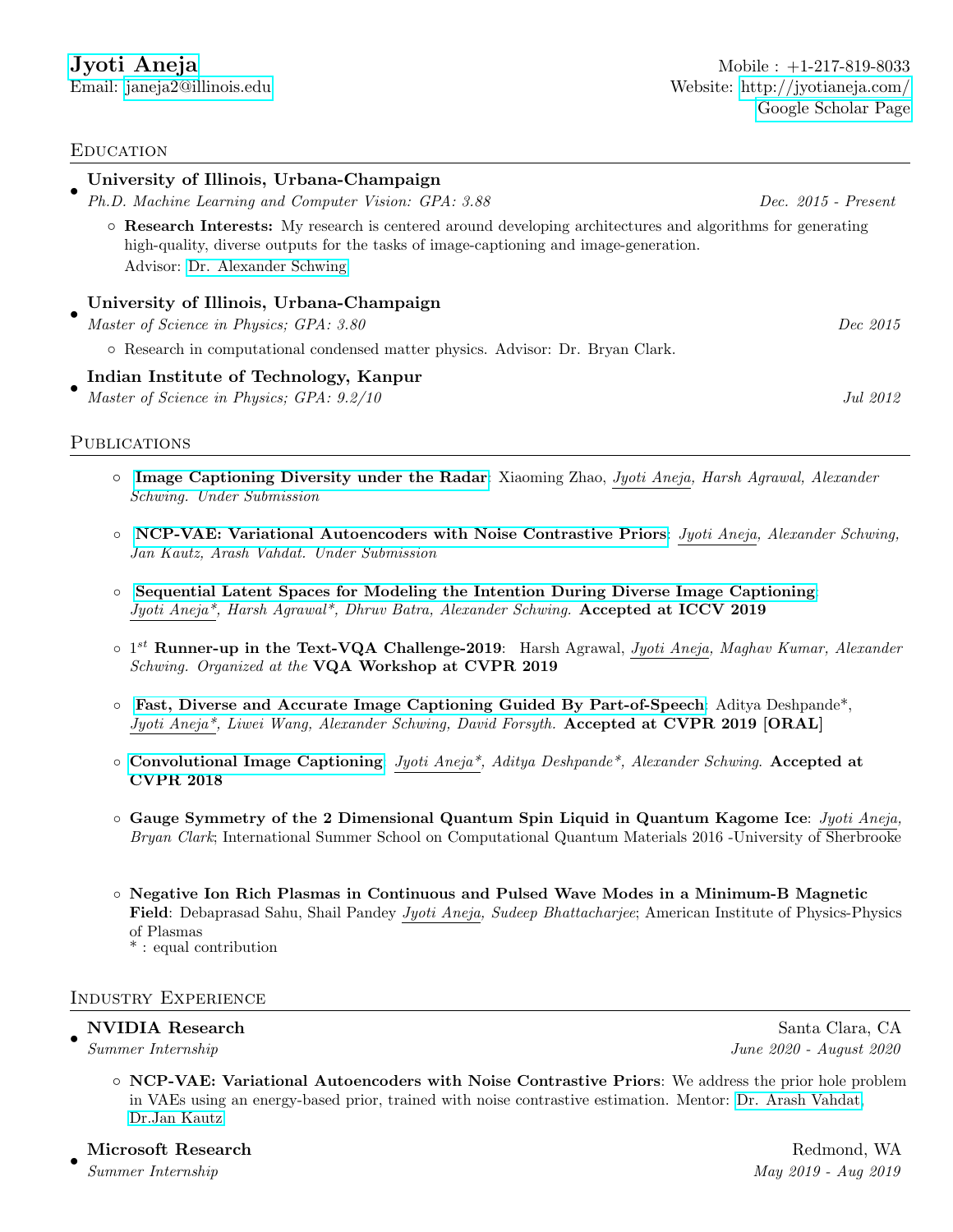# Jyoti Aneja

Email: janeja2@illinois.edu

Mobile : +1-217-819-8033

Website: http://jyotianeja.com/

Google Scholar Page

## Education

- **University of Illinois, Urbana-Champaign**
  *Ph.D. Machine Learning and Computer Vision: GPA: 3.88* — *Dec. 2015 - Present*
  - **Research Interests:** My research is centered around developing architectures and algorithms for generating high-quality, diverse outputs for the tasks of image-captioning and image-generation.
    Advisor: Dr. Alexander Schwing

- **University of Illinois, Urbana-Champaign**
  *Master of Science in Physics; GPA: 3.80* — *Dec 2015*
  - Research in computational condensed matter physics. Advisor: Dr. Bryan Clark.

- **Indian Institute of Technology, Kanpur**
  *Master of Science in Physics; GPA: 9.2/10* — *Jul 2012*

## Publications

- **Image Captioning Diversity under the Radar**: Xiaoming Zhao, *Jyoti Aneja, Harsh Agrawal, Alexander Schwing. Under Submission*

- **NCP-VAE: Variational Autoencoders with Noise Contrastive Priors**: *Jyoti Aneja, Alexander Schwing, Jan Kautz, Arash Vahdat. Under Submission*

- **Sequential Latent Spaces for Modeling the Intention During Diverse Image Captioning**: *Jyoti Aneja\*, Harsh Agrawal\*, Dhruv Batra, Alexander Schwing.* **Accepted at ICCV 2019**

- 1$^{st}$ **Runner-up in the Text-VQA Challenge-2019**: Harsh Agrawal, *Jyoti Aneja, Maghav Kumar, Alexander Schwing. Organized at the* **VQA Workshop at CVPR 2019**

- **Fast, Diverse and Accurate Image Captioning Guided By Part-of-Speech**: Aditya Deshpande\*, *Jyoti Aneja\*, Liwei Wang, Alexander Schwing, David Forsyth.* **Accepted at CVPR 2019 [ORAL]**

- **Convolutional Image Captioning**: *Jyoti Aneja\*, Aditya Deshpande\*, Alexander Schwing.* **Accepted at CVPR 2018**

- **Gauge Symmetry of the 2 Dimensional Quantum Spin Liquid in Quantum Kagome Ice**: *Jyoti Aneja, Bryan Clark*; International Summer School on Computational Quantum Materials 2016 -University of Sherbrooke

- **Negative Ion Rich Plasmas in Continuous and Pulsed Wave Modes in a Minimum-B Magnetic Field**: Debaprasad Sahu, Shail Pandey *Jyoti Aneja, Sudeep Bhattacharjee*; American Institute of Physics-Physics of Plasmas
  \* : equal contribution

## Industry Experience

- **NVIDIA Research** — Santa Clara, CA
  *Summer Internship* — *June 2020 - August 2020*
  - **NCP-VAE: Variational Autoencoders with Noise Contrastive Priors**: We address the prior hole problem in VAEs using an energy-based prior, trained with noise contrastive estimation. Mentor: Dr. Arash Vahdat, Dr.Jan Kautz

- **Microsoft Research** — Redmond, WA
  *Summer Internship* — *May 2019 - Aug 2019*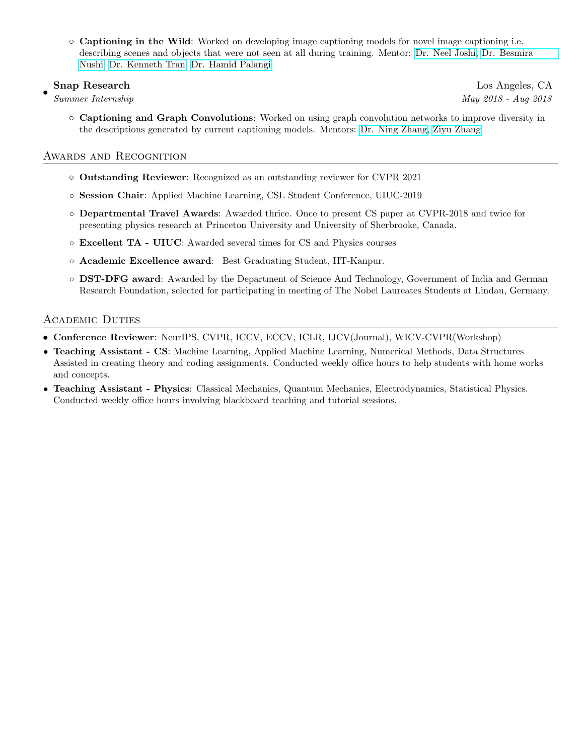- **Captioning in the Wild**: Worked on developing image captioning models for novel image captioning i.e. describing scenes and objects that were not seen at all during training. Mentor: Dr. Neel Joshi, Dr. Besmira Nushi, Dr. Kenneth Tran, Dr. Hamid Palangi

- **Snap Research** — Los Angeles, CA
  *Summer Internship* — *May 2018 - Aug 2018*
  - **Captioning and Graph Convolutions**: Worked on using graph convolution networks to improve diversity in the descriptions generated by current captioning models. Mentors: Dr. Ning Zhang, Ziyu Zhang

## Awards and Recognition

- **Outstanding Reviewer**: Recognized as an outstanding reviewer for CVPR 2021
- **Session Chair**: Applied Machine Learning, CSL Student Conference, UIUC-2019
- **Departmental Travel Awards**: Awarded thrice. Once to present CS paper at CVPR-2018 and twice for presenting physics research at Princeton University and University of Sherbrooke, Canada.
- **Excellent TA - UIUC**: Awarded several times for CS and Physics courses
- **Academic Excellence award**: Best Graduating Student, IIT-Kanpur.
- **DST-DFG award**: Awarded by the Department of Science And Technology, Government of India and German Research Foundation, selected for participating in meeting of The Nobel Laureates Students at Lindau, Germany.

## Academic Duties

- **Conference Reviewer**: NeurIPS, CVPR, ICCV, ECCV, ICLR, IJCV(Journal), WICV-CVPR(Workshop)
- **Teaching Assistant - CS**: Machine Learning, Applied Machine Learning, Numerical Methods, Data Structures Assisted in creating theory and coding assignments. Conducted weekly office hours to help students with home works and concepts.
- **Teaching Assistant - Physics**: Classical Mechanics, Quantum Mechanics, Electrodynamics, Statistical Physics. Conducted weekly office hours involving blackboard teaching and tutorial sessions.